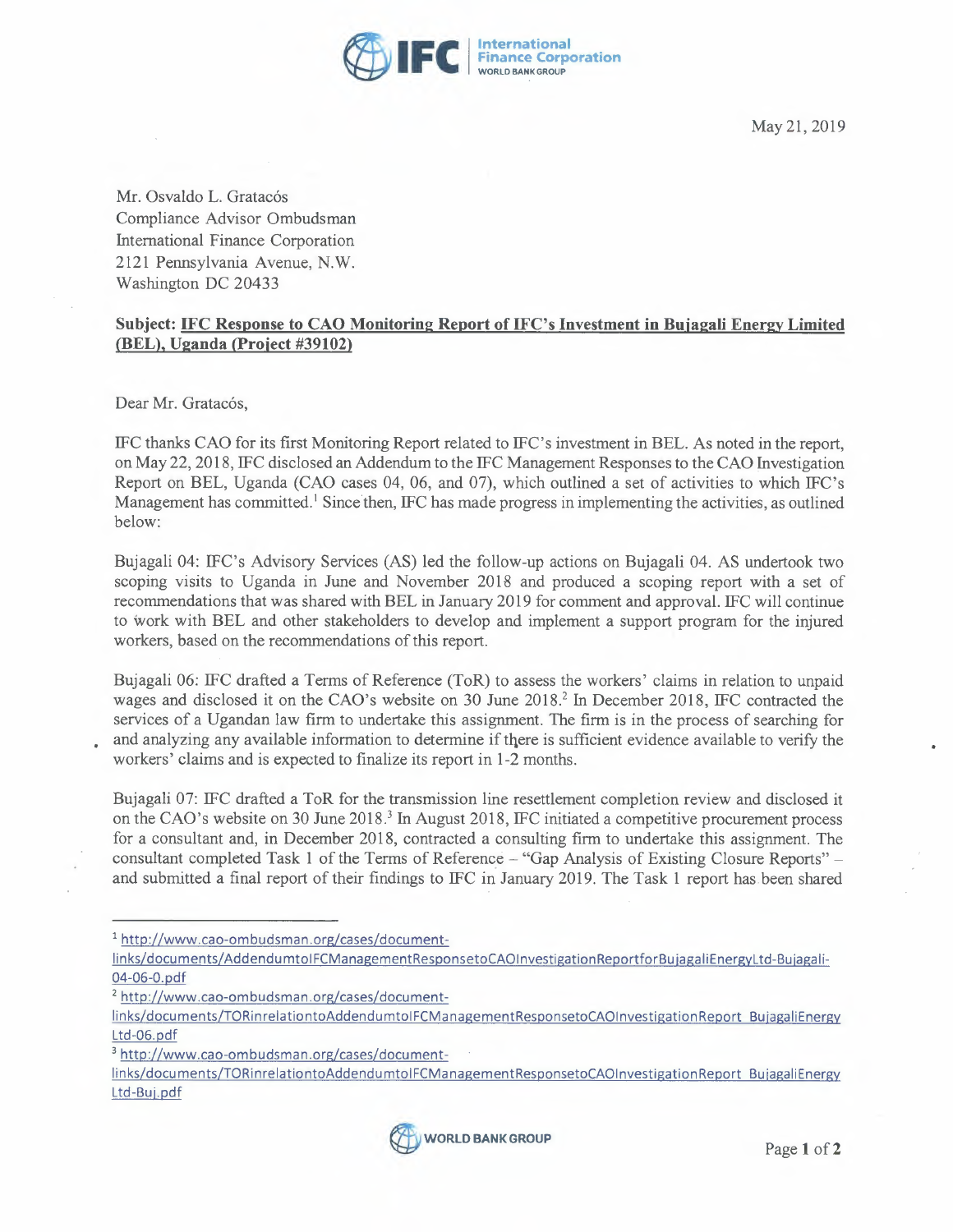May 21, 2019

Mr. Osvaldo L. Gratacós
Compliance Advisor Ombudsman
International Finance Corporation
2121 Pennsylvania Avenue, N.W.
Washington DC 20433

**Subject: IFC Response to CAO Monitoring Report of IFC's Investment in Bujagali Energy Limited (BEL), Uganda (Project #39102)**

Dear Mr. Gratacós,

IFC thanks CAO for its first Monitoring Report related to IFC's investment in BEL. As noted in the report, on May 22, 2018, IFC disclosed an Addendum to the IFC Management Responses to the CAO Investigation Report on BEL, Uganda (CAO cases 04, 06, and 07), which outlined a set of activities to which IFC's Management has committed.[1] Since then, IFC has made progress in implementing the activities, as outlined below:

Bujagali 04: IFC's Advisory Services (AS) led the follow-up actions on Bujagali 04. AS undertook two scoping visits to Uganda in June and November 2018 and produced a scoping report with a set of recommendations that was shared with BEL in January 2019 for comment and approval. IFC will continue to work with BEL and other stakeholders to develop and implement a support program for the injured workers, based on the recommendations of this report.

Bujagali 06: IFC drafted a Terms of Reference (ToR) to assess the workers' claims in relation to unpaid wages and disclosed it on the CAO's website on 30 June 2018.[2] In December 2018, IFC contracted the services of a Ugandan law firm to undertake this assignment. The firm is in the process of searching for and analyzing any available information to determine if there is sufficient evidence available to verify the workers' claims and is expected to finalize its report in 1-2 months.

Bujagali 07: IFC drafted a ToR for the transmission line resettlement completion review and disclosed it on the CAO's website on 30 June 2018.[3] In August 2018, IFC initiated a competitive procurement process for a consultant and, in December 2018, contracted a consulting firm to undertake this assignment. The consultant completed Task 1 of the Terms of Reference – "Gap Analysis of Existing Closure Reports" – and submitted a final report of their findings to IFC in January 2019. The Task 1 report has been shared

---

[1] http://www.cao-ombudsman.org/cases/document-links/documents/AddendumtoIFCManagementResponsetoCAOInvestigationReportforBujagaliEnergyLtd-Bujagali-04-06-0.pdf

[2] http://www.cao-ombudsman.org/cases/document-links/documents/TORinrelationtoAddendumtoIFCManagementResponsetoCAOInvestigationReport_BujagaliEnergyLtd-06.pdf

[3] http://www.cao-ombudsman.org/cases/document-links/documents/TORinrelationtoAddendumtoIFCManagementResponsetoCAOInvestigationReport_BujagaliEnergyLtd-Buj.pdf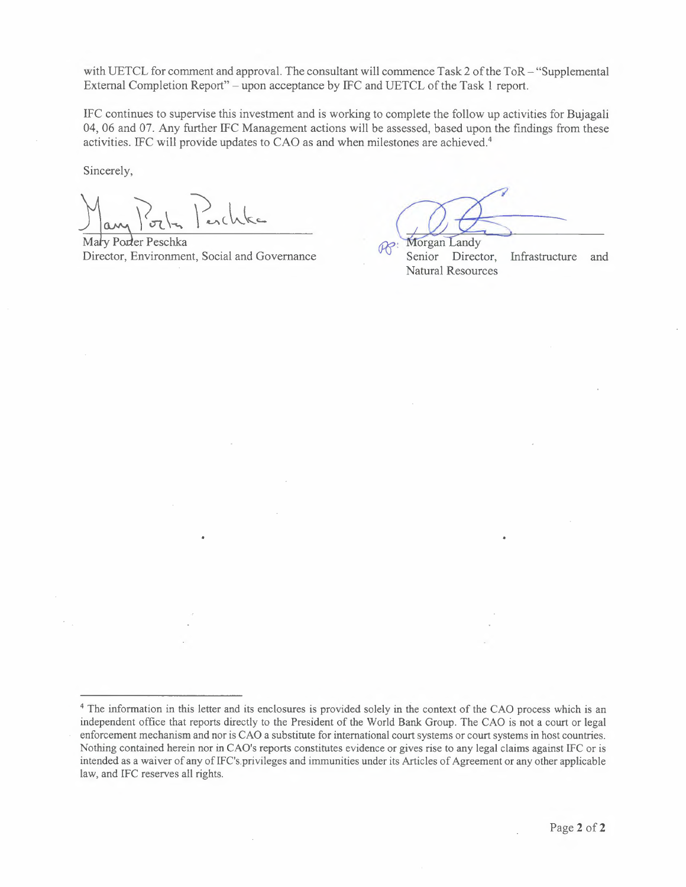with UETCL for comment and approval. The consultant will commence Task 2 of the ToR – "Supplemental External Completion Report" – upon acceptance by IFC and UETCL of the Task 1 report.

IFC continues to supervise this investment and is working to complete the follow up activities for Bujagali 04, 06 and 07. Any further IFC Management actions will be assessed, based upon the findings from these activities. IFC will provide updates to CAO as and when milestones are achieved.[4]

Sincerely,

Mary Porter Peschka
Director, Environment, Social and Governance

PP: Morgan Landy
Senior Director, Infrastructure and Natural Resources

---

[4] The information in this letter and its enclosures is provided solely in the context of the CAO process which is an independent office that reports directly to the President of the World Bank Group. The CAO is not a court or legal enforcement mechanism and nor is CAO a substitute for international court systems or court systems in host countries. Nothing contained herein nor in CAO's reports constitutes evidence or gives rise to any legal claims against IFC or is intended as a waiver of any of IFC's privileges and immunities under its Articles of Agreement or any other applicable law, and IFC reserves all rights.